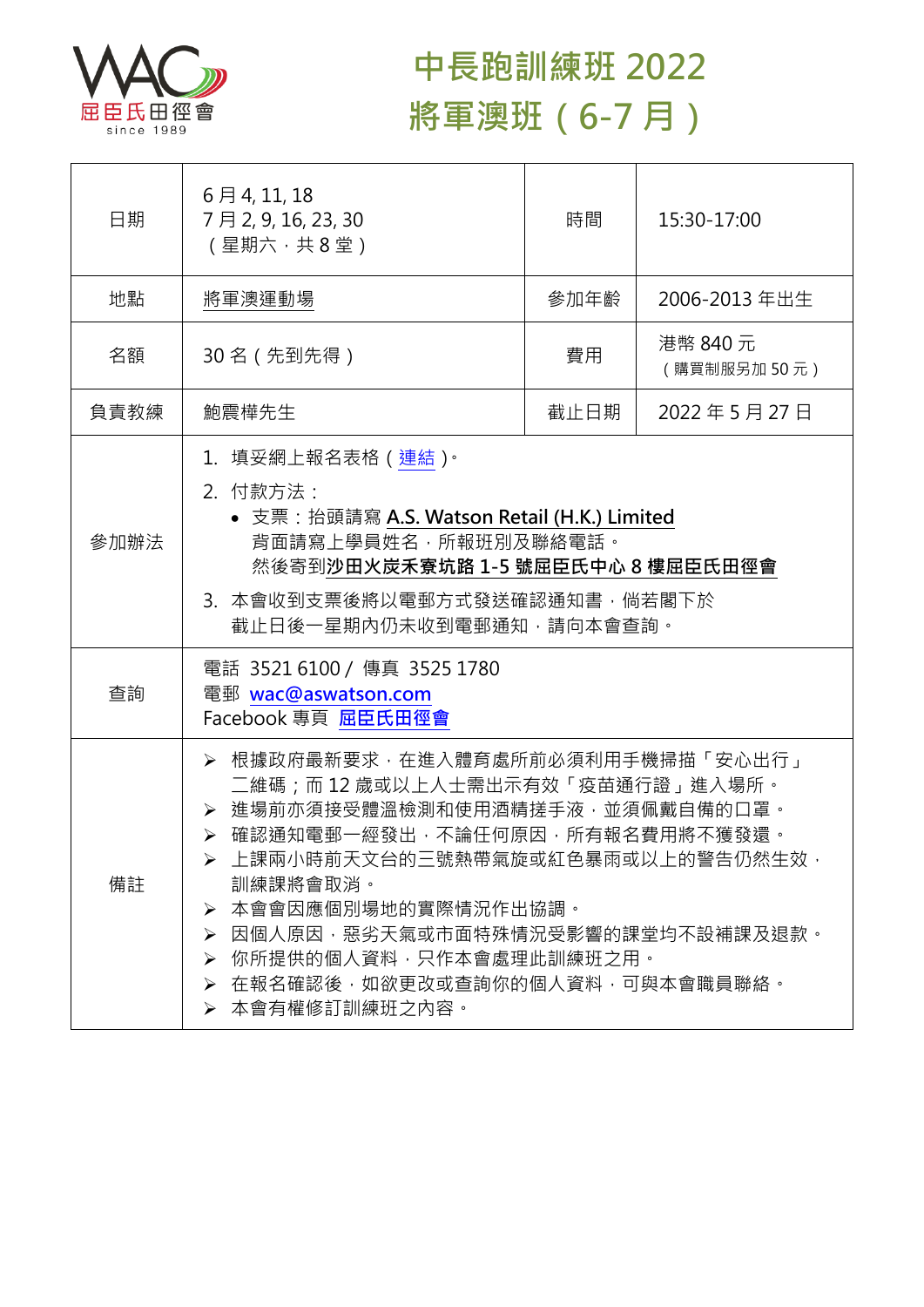# 中長跑訓練班 2022
# 將軍澳班（6-7 月）

| 日期 | 6 月 4, 11, 18<br>7 月 2, 9, 16, 23, 30<br>（星期六，共 8 堂） | 時間 | 15:30-17:00 |
|---|---|---|---|
| 地點 | 將軍澳運動場 | 參加年齡 | 2006-2013 年出生 |
| 名額 | 30 名（先到先得） | 費用 | 港幣 840 元<br>（購買制服另加 50 元） |
| 負責教練 | 鮑震樺先生 | 截止日期 | 2022 年 5 月 27 日 |
| 參加辦法 | 1. 填妥網上報名表格（連結）。<br>2. 付款方法：<br>• 支票：抬頭請寫 **A.S. Watson Retail (H.K.) Limited**<br>背面請寫上學員姓名，所報班別及聯絡電話。<br>然後寄到**沙田火炭禾寮坑路 1-5 號屈臣氏中心 8 樓屈臣氏田徑會**<br>3. 本會收到支票後將以電郵方式發送確認通知書，倘若閣下於截止日後一星期內仍未收到電郵通知，請向本會查詢。 | | |
| 查詢 | 電話 3521 6100 / 傳真 3525 1780<br>電郵 **wac@aswatson.com**<br>Facebook 專頁 **屈臣氏田徑會** | | |
| 備註 | ➢ 根據政府最新要求，在進入體育處所前必須利用手機掃描「安心出行」二維碼；而 12 歲或以上人士需出示有效「疫苗通行證」進入場所。<br>➢ 進場前亦須接受體溫檢測和使用酒精搓手液，並須佩戴自備的口罩。<br>➢ 確認通知電郵一經發出，不論任何原因，所有報名費用將不獲發還。<br>➢ 上課兩小時前天文台的三號熱帶氣旋或紅色暴雨或以上的警告仍然生效，訓練課將會取消。<br>➢ 本會會因應個別場地的實際情況作出協調。<br>➢ 因個人原因，惡劣天氣或市面特殊情況受影響的課堂均不設補課及退款。<br>➢ 你所提供的個人資料，只作本會處理此訓練班之用。<br>➢ 在報名確認後，如欲更改或查詢你的個人資料，可與本會職員聯絡。<br>➢ 本會有權修訂訓練班之內容。 | | |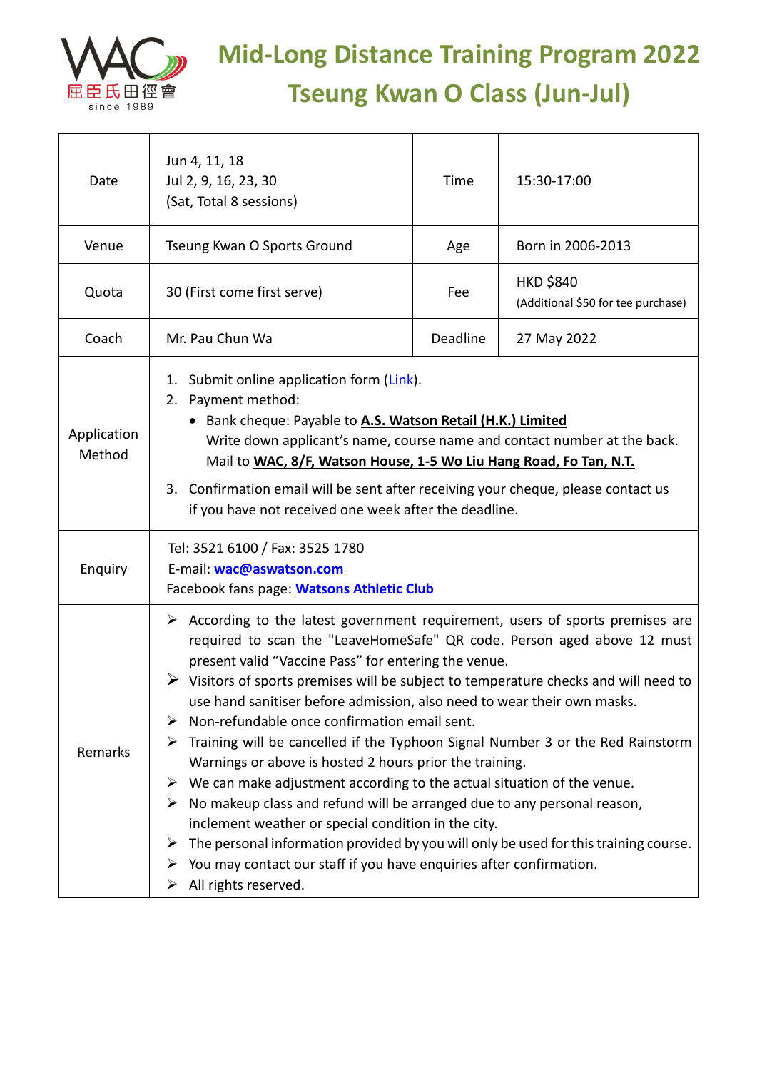# Mid-Long Distance Training Program 2022
# Tseung Kwan O Class (Jun-Jul)

| | | | |
|---|---|---|---|
| Date | Jun 4, 11, 18<br>Jul 2, 9, 16, 23, 30<br>(Sat, Total 8 sessions) | Time | 15:30-17:00 |
| Venue | Tseung Kwan O Sports Ground | Age | Born in 2006-2013 |
| Quota | 30 (First come first serve) | Fee | HKD $840<br>(Additional $50 for tee purchase) |
| Coach | Mr. Pau Chun Wa | Deadline | 27 May 2022 |
| Application Method | 1. Submit online application form (Link).<br>2. Payment method:<br>• Bank cheque: Payable to **A.S. Watson Retail (H.K.) Limited**<br>Write down applicant's name, course name and contact number at the back.<br>Mail to **WAC, 8/F, Watson House, 1-5 Wo Liu Hang Road, Fo Tan, N.T.**<br>3. Confirmation email will be sent after receiving your cheque, please contact us if you have not received one week after the deadline. | | |
| Enquiry | Tel: 3521 6100 / Fax: 3525 1780<br>E-mail: **wac@aswatson.com**<br>Facebook fans page: **Watsons Athletic Club** | | |
| Remarks | ➢ According to the latest government requirement, users of sports premises are required to scan the "LeaveHomeSafe" QR code. Person aged above 12 must present valid "Vaccine Pass" for entering the venue.<br>➢ Visitors of sports premises will be subject to temperature checks and will need to use hand sanitiser before admission, also need to wear their own masks.<br>➢ Non-refundable once confirmation email sent.<br>➢ Training will be cancelled if the Typhoon Signal Number 3 or the Red Rainstorm Warnings or above is hosted 2 hours prior the training.<br>➢ We can make adjustment according to the actual situation of the venue.<br>➢ No makeup class and refund will be arranged due to any personal reason, inclement weather or special condition in the city.<br>➢ The personal information provided by you will only be used for this training course.<br>➢ You may contact our staff if you have enquiries after confirmation.<br>➢ All rights reserved. | | |